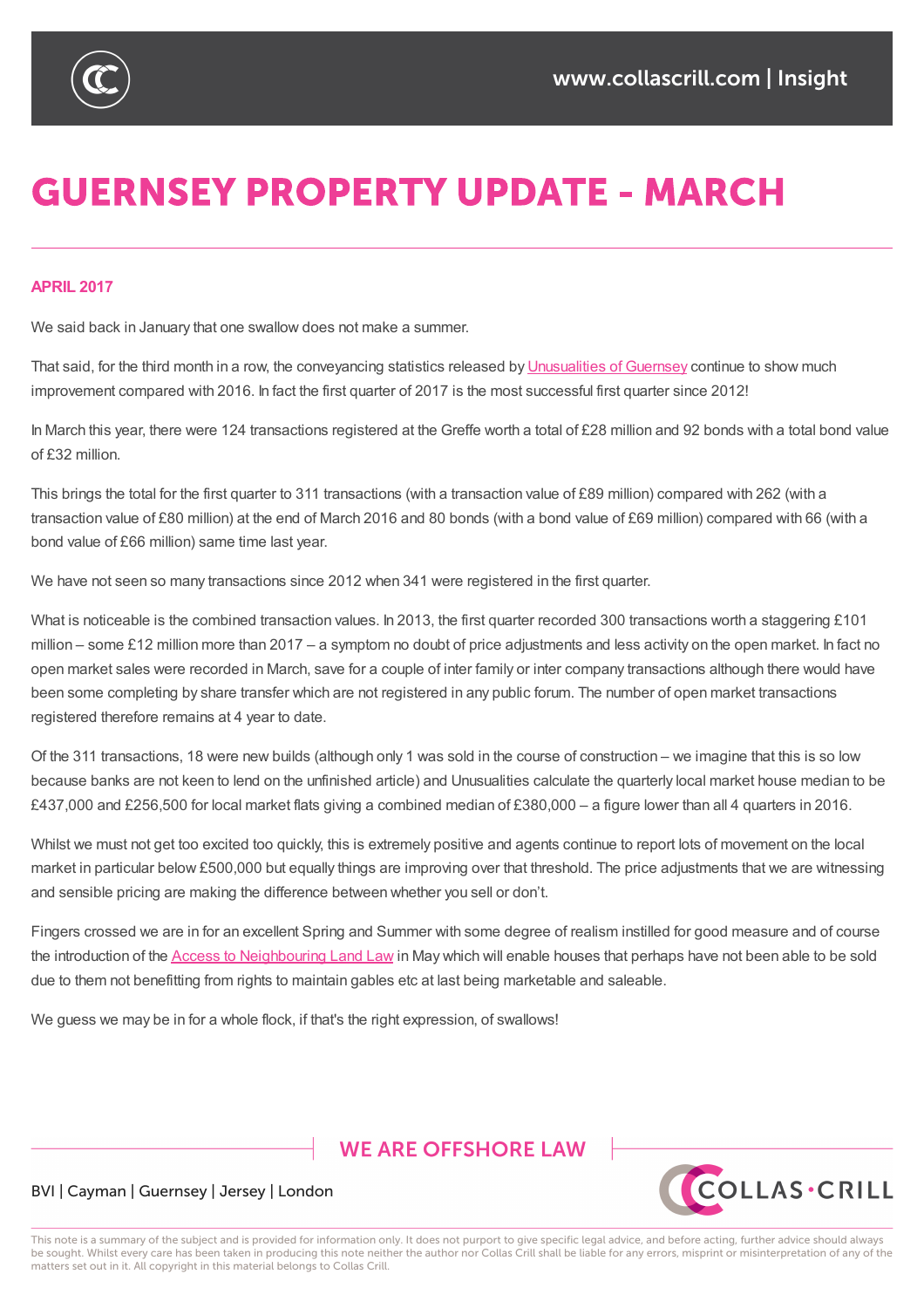# GUERNSEY PROPERTY UPDATE - MARCH

**APRIL 2017**

We said back in January that one swallow does not make a summer.

That said, for the third month in a row, the conveyancing statistics released by Unusualities of Guernsey continue to show much improvement compared with 2016. In fact the first quarter of 2017 is the most successful first quarter since 2012!

In March this year, there were 124 transactions registered at the Greffe worth a total of £28 million and 92 bonds with a total bond value of £32 million.

This brings the total for the first quarter to 311 transactions (with a transaction value of £89 million) compared with 262 (with a transaction value of £80 million) at the end of March 2016 and 80 bonds (with a bond value of £69 million) compared with 66 (with a bond value of £66 million) same time last year.

We have not seen so many transactions since 2012 when 341 were registered in the first quarter.

What is noticeable is the combined transaction values. In 2013, the first quarter recorded 300 transactions worth a staggering £101 million – some £12 million more than 2017 – a symptom no doubt of price adjustments and less activity on the open market. In fact no open market sales were recorded in March, save for a couple of inter family or inter company transactions although there would have been some completing by share transfer which are not registered in any public forum. The number of open market transactions registered therefore remains at 4 year to date.

Of the 311 transactions, 18 were new builds (although only 1 was sold in the course of construction – we imagine that this is so low because banks are not keen to lend on the unfinished article) and Unusualities calculate the quarterly local market house median to be £437,000 and £256,500 for local market flats giving a combined median of £380,000 – a figure lower than all 4 quarters in 2016.

Whilst we must not get too excited too quickly, this is extremely positive and agents continue to report lots of movement on the local market in particular below £500,000 but equally things are improving over that threshold. The price adjustments that we are witnessing and sensible pricing are making the difference between whether you sell or don't.

Fingers crossed we are in for an excellent Spring and Summer with some degree of realism instilled for good measure and of course the introduction of the Access to Neighbouring Land Law in May which will enable houses that perhaps have not been able to be sold due to them not benefitting from rights to maintain gables etc at last being marketable and saleable.

We guess we may be in for a whole flock, if that's the right expression, of swallows!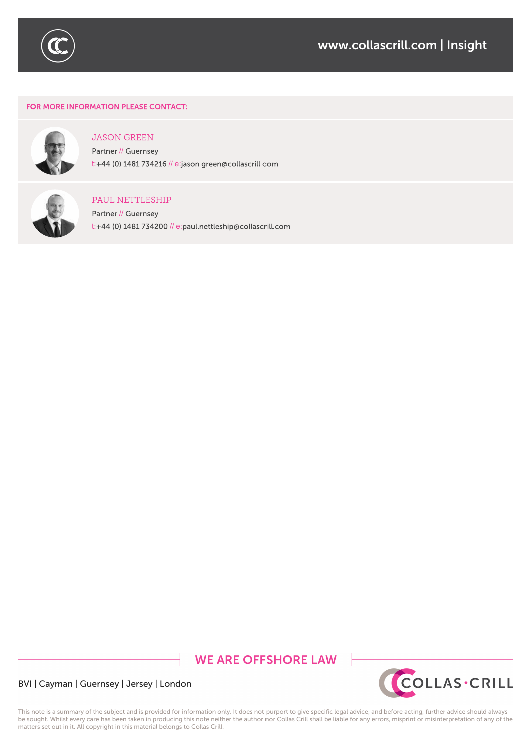## FOR MORE INFORMATION PLEASE CONTACT:

**JASON GREEN**
Partner // Guernsey
t:+44 (0) 1481 734216 // e:jason.green@collascrill.com

**PAUL NETTLESHIP**
Partner // Guernsey
t:+44 (0) 1481 734200 // e:paul.nettleship@collascrill.com

WE ARE OFFSHORE LAW

BVI | Cayman | Guernsey | Jersey | London

COLLAS·CRILL

This note is a summary of the subject and is provided for information only. It does not purport to give specific legal advice, and before acting, further advice should always be sought. Whilst every care has been taken in producing this note neither the author nor Collas Crill shall be liable for any errors, misprint or misinterpretation of any of the matters set out in it. All copyright in this material belongs to Collas Crill.